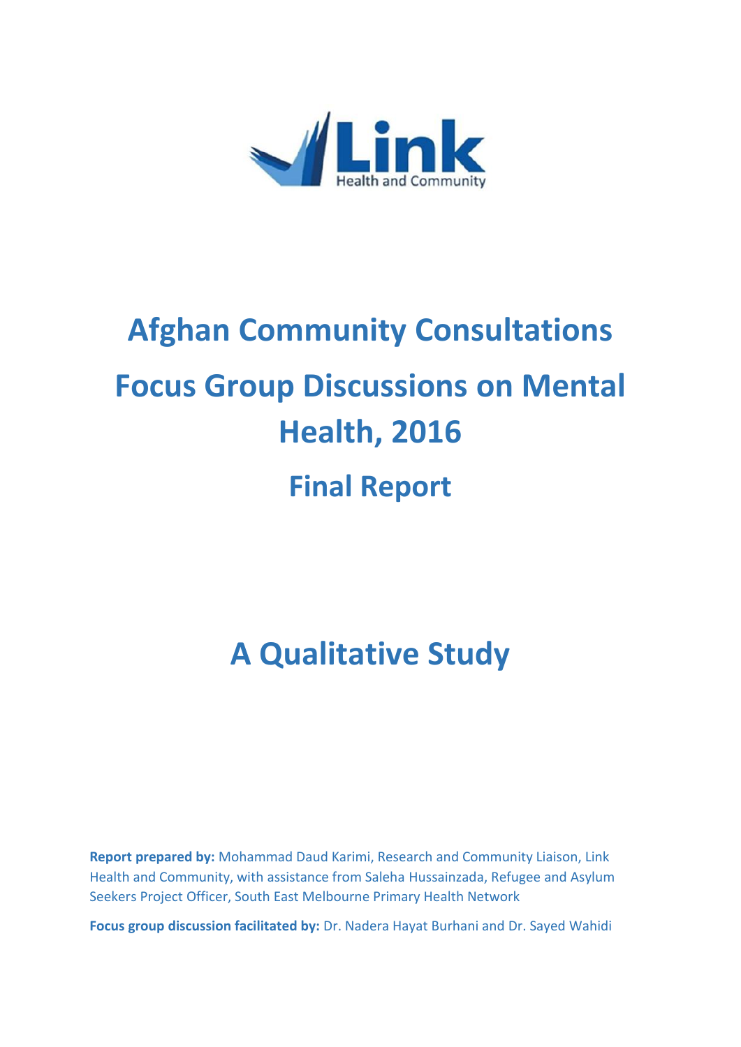Link
Health and Community

# Afghan Community Consultations

# Focus Group Discussions on Mental Health, 2016

## Final Report

# A Qualitative Study

**Report prepared by:** Mohammad Daud Karimi, Research and Community Liaison, Link Health and Community, with assistance from Saleha Hussainzada, Refugee and Asylum Seekers Project Officer, South East Melbourne Primary Health Network

**Focus group discussion facilitated by:** Dr. Nadera Hayat Burhani and Dr. Sayed Wahidi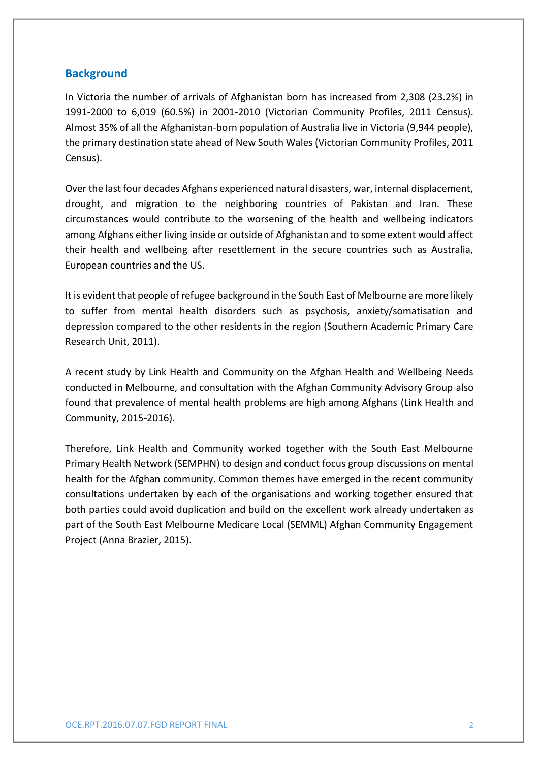## Background

In Victoria the number of arrivals of Afghanistan born has increased from 2,308 (23.2%) in 1991-2000 to 6,019 (60.5%) in 2001-2010 (Victorian Community Profiles, 2011 Census). Almost 35% of all the Afghanistan-born population of Australia live in Victoria (9,944 people), the primary destination state ahead of New South Wales (Victorian Community Profiles, 2011 Census).

Over the last four decades Afghans experienced natural disasters, war, internal displacement, drought, and migration to the neighboring countries of Pakistan and Iran. These circumstances would contribute to the worsening of the health and wellbeing indicators among Afghans either living inside or outside of Afghanistan and to some extent would affect their health and wellbeing after resettlement in the secure countries such as Australia, European countries and the US.

It is evident that people of refugee background in the South East of Melbourne are more likely to suffer from mental health disorders such as psychosis, anxiety/somatisation and depression compared to the other residents in the region (Southern Academic Primary Care Research Unit, 2011).

A recent study by Link Health and Community on the Afghan Health and Wellbeing Needs conducted in Melbourne, and consultation with the Afghan Community Advisory Group also found that prevalence of mental health problems are high among Afghans (Link Health and Community, 2015-2016).

Therefore, Link Health and Community worked together with the South East Melbourne Primary Health Network (SEMPHN) to design and conduct focus group discussions on mental health for the Afghan community. Common themes have emerged in the recent community consultations undertaken by each of the organisations and working together ensured that both parties could avoid duplication and build on the excellent work already undertaken as part of the South East Melbourne Medicare Local (SEMML) Afghan Community Engagement Project (Anna Brazier, 2015).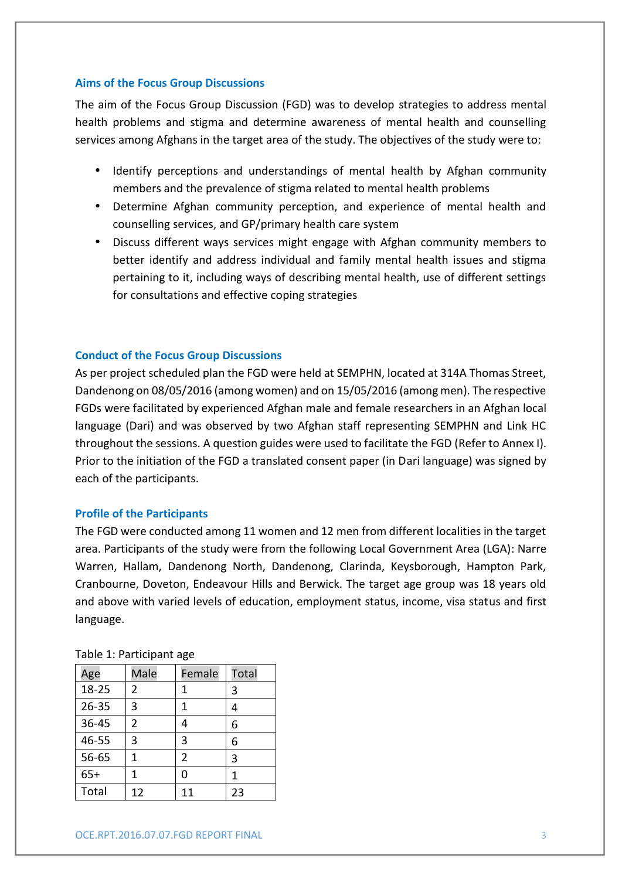## Aims of the Focus Group Discussions

The aim of the Focus Group Discussion (FGD) was to develop strategies to address mental health problems and stigma and determine awareness of mental health and counselling services among Afghans in the target area of the study. The objectives of the study were to:

- Identify perceptions and understandings of mental health by Afghan community members and the prevalence of stigma related to mental health problems
- Determine Afghan community perception, and experience of mental health and counselling services, and GP/primary health care system
- Discuss different ways services might engage with Afghan community members to better identify and address individual and family mental health issues and stigma pertaining to it, including ways of describing mental health, use of different settings for consultations and effective coping strategies

## Conduct of the Focus Group Discussions

As per project scheduled plan the FGD were held at SEMPHN, located at 314A Thomas Street, Dandenong on 08/05/2016 (among women) and on 15/05/2016 (among men). The respective FGDs were facilitated by experienced Afghan male and female researchers in an Afghan local language (Dari) and was observed by two Afghan staff representing SEMPHN and Link HC throughout the sessions. A question guides were used to facilitate the FGD (Refer to Annex I). Prior to the initiation of the FGD a translated consent paper (in Dari language) was signed by each of the participants.

## Profile of the Participants

The FGD were conducted among 11 women and 12 men from different localities in the target area. Participants of the study were from the following Local Government Area (LGA): Narre Warren, Hallam, Dandenong North, Dandenong, Clarinda, Keysborough, Hampton Park, Cranbourne, Doveton, Endeavour Hills and Berwick. The target age group was 18 years old and above with varied levels of education, employment status, income, visa status and first language.

Table 1: Participant age

| Age | Male | Female | Total |
|---|---|---|---|
| 18-25 | 2 | 1 | 3 |
| 26-35 | 3 | 1 | 4 |
| 36-45 | 2 | 4 | 6 |
| 46-55 | 3 | 3 | 6 |
| 56-65 | 1 | 2 | 3 |
| 65+ | 1 | 0 | 1 |
| Total | 12 | 11 | 23 |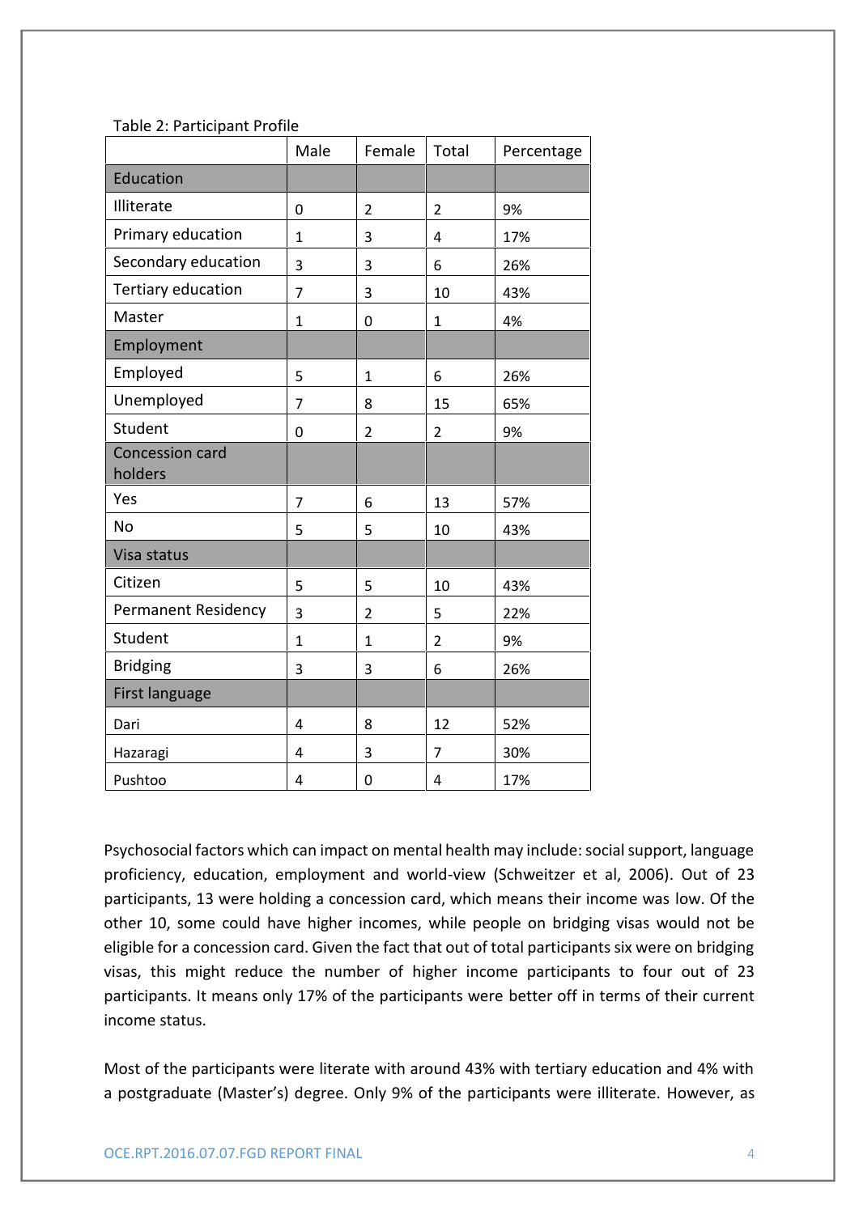Table 2: Participant Profile

| | Male | Female | Total | Percentage |
|---|---|---|---|---|
| Education | | | | |
| Illiterate | 0 | 2 | 2 | 9% |
| Primary education | 1 | 3 | 4 | 17% |
| Secondary education | 3 | 3 | 6 | 26% |
| Tertiary education | 7 | 3 | 10 | 43% |
| Master | 1 | 0 | 1 | 4% |
| Employment | | | | |
| Employed | 5 | 1 | 6 | 26% |
| Unemployed | 7 | 8 | 15 | 65% |
| Student | 0 | 2 | 2 | 9% |
| Concession card holders | | | | |
| Yes | 7 | 6 | 13 | 57% |
| No | 5 | 5 | 10 | 43% |
| Visa status | | | | |
| Citizen | 5 | 5 | 10 | 43% |
| Permanent Residency | 3 | 2 | 5 | 22% |
| Student | 1 | 1 | 2 | 9% |
| Bridging | 3 | 3 | 6 | 26% |
| First language | | | | |
| Dari | 4 | 8 | 12 | 52% |
| Hazaragi | 4 | 3 | 7 | 30% |
| Pushtoo | 4 | 0 | 4 | 17% |

Psychosocial factors which can impact on mental health may include: social support, language proficiency, education, employment and world-view (Schweitzer et al, 2006). Out of 23 participants, 13 were holding a concession card, which means their income was low. Of the other 10, some could have higher incomes, while people on bridging visas would not be eligible for a concession card. Given the fact that out of total participants six were on bridging visas, this might reduce the number of higher income participants to four out of 23 participants. It means only 17% of the participants were better off in terms of their current income status.

Most of the participants were literate with around 43% with tertiary education and 4% with a postgraduate (Master's) degree. Only 9% of the participants were illiterate. However, as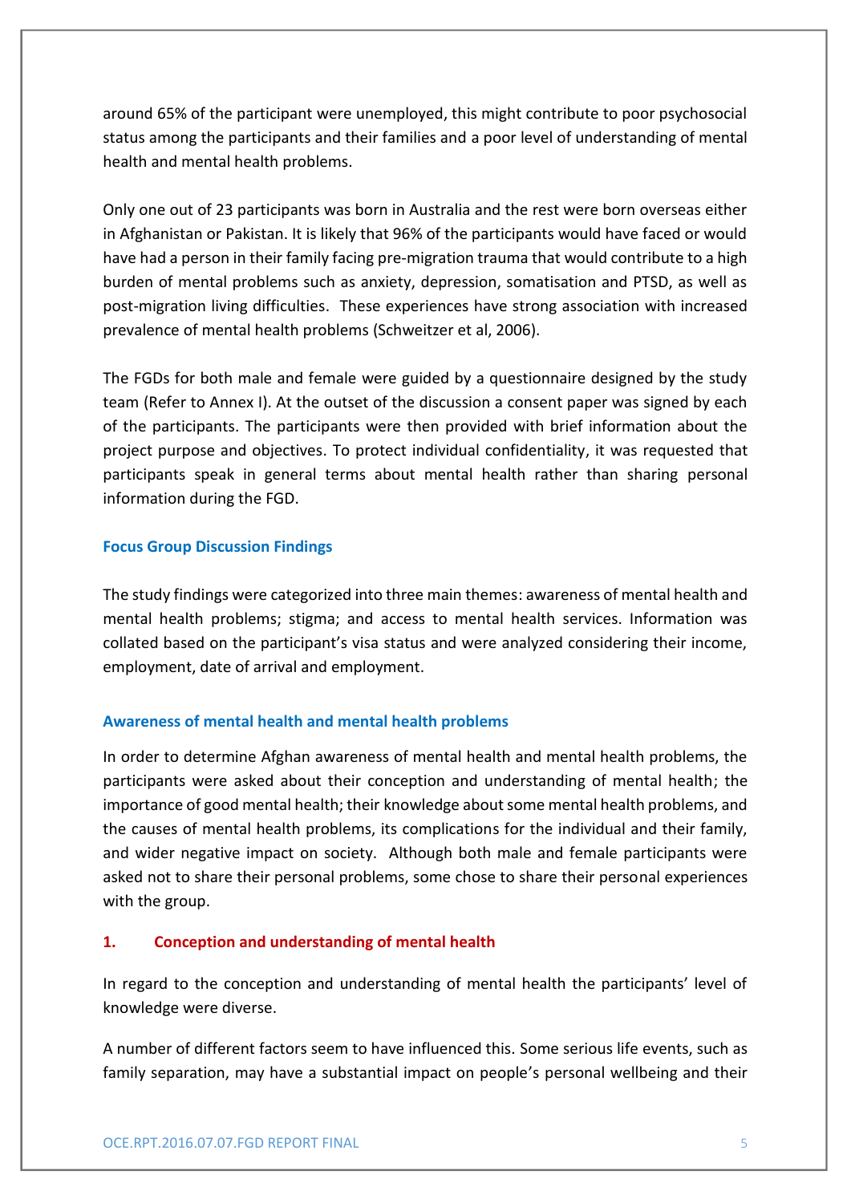around 65% of the participant were unemployed, this might contribute to poor psychosocial status among the participants and their families and a poor level of understanding of mental health and mental health problems.

Only one out of 23 participants was born in Australia and the rest were born overseas either in Afghanistan or Pakistan. It is likely that 96% of the participants would have faced or would have had a person in their family facing pre-migration trauma that would contribute to a high burden of mental problems such as anxiety, depression, somatisation and PTSD, as well as post-migration living difficulties. These experiences have strong association with increased prevalence of mental health problems (Schweitzer et al, 2006).

The FGDs for both male and female were guided by a questionnaire designed by the study team (Refer to Annex I). At the outset of the discussion a consent paper was signed by each of the participants. The participants were then provided with brief information about the project purpose and objectives. To protect individual confidentiality, it was requested that participants speak in general terms about mental health rather than sharing personal information during the FGD.

## Focus Group Discussion Findings

The study findings were categorized into three main themes: awareness of mental health and mental health problems; stigma; and access to mental health services. Information was collated based on the participant's visa status and were analyzed considering their income, employment, date of arrival and employment.

### Awareness of mental health and mental health problems

In order to determine Afghan awareness of mental health and mental health problems, the participants were asked about their conception and understanding of mental health; the importance of good mental health; their knowledge about some mental health problems, and the causes of mental health problems, its complications for the individual and their family, and wider negative impact on society. Although both male and female participants were asked not to share their personal problems, some chose to share their personal experiences with the group.

#### 1. Conception and understanding of mental health

In regard to the conception and understanding of mental health the participants' level of knowledge were diverse.

A number of different factors seem to have influenced this. Some serious life events, such as family separation, may have a substantial impact on people's personal wellbeing and their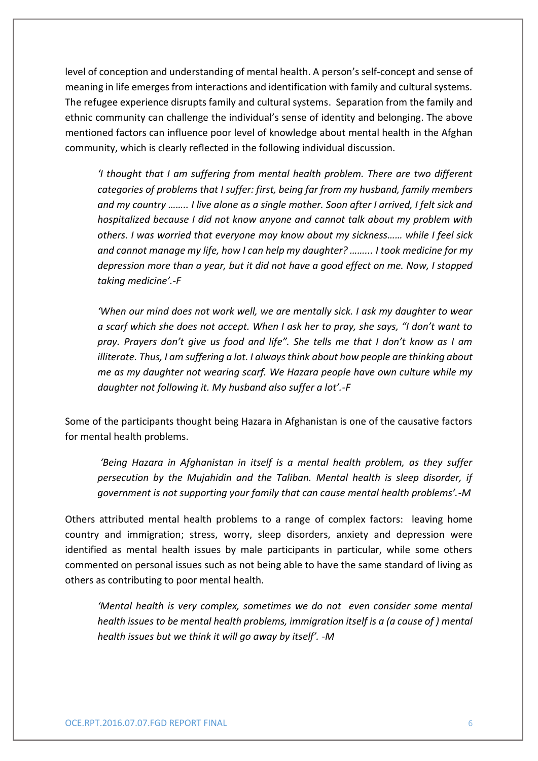level of conception and understanding of mental health. A person's self-concept and sense of meaning in life emerges from interactions and identification with family and cultural systems. The refugee experience disrupts family and cultural systems. Separation from the family and ethnic community can challenge the individual's sense of identity and belonging. The above mentioned factors can influence poor level of knowledge about mental health in the Afghan community, which is clearly reflected in the following individual discussion.

> *'I thought that I am suffering from mental health problem. There are two different categories of problems that I suffer: first, being far from my husband, family members and my country …….. I live alone as a single mother. Soon after I arrived, I felt sick and hospitalized because I did not know anyone and cannot talk about my problem with others. I was worried that everyone may know about my sickness…… while I feel sick and cannot manage my life, how I can help my daughter? ……... I took medicine for my depression more than a year, but it did not have a good effect on me. Now, I stopped taking medicine'.-F*

> *'When our mind does not work well, we are mentally sick. I ask my daughter to wear a scarf which she does not accept. When I ask her to pray, she says, "I don't want to pray. Prayers don't give us food and life". She tells me that I don't know as I am illiterate. Thus, I am suffering a lot. I always think about how people are thinking about me as my daughter not wearing scarf. We Hazara people have own culture while my daughter not following it. My husband also suffer a lot'.-F*

Some of the participants thought being Hazara in Afghanistan is one of the causative factors for mental health problems.

> *'Being Hazara in Afghanistan in itself is a mental health problem, as they suffer persecution by the Mujahidin and the Taliban. Mental health is sleep disorder, if government is not supporting your family that can cause mental health problems'.-M*

Others attributed mental health problems to a range of complex factors: leaving home country and immigration; stress, worry, sleep disorders, anxiety and depression were identified as mental health issues by male participants in particular, while some others commented on personal issues such as not being able to have the same standard of living as others as contributing to poor mental health.

> *'Mental health is very complex, sometimes we do not even consider some mental health issues to be mental health problems, immigration itself is a (a cause of ) mental health issues but we think it will go away by itself'. -M*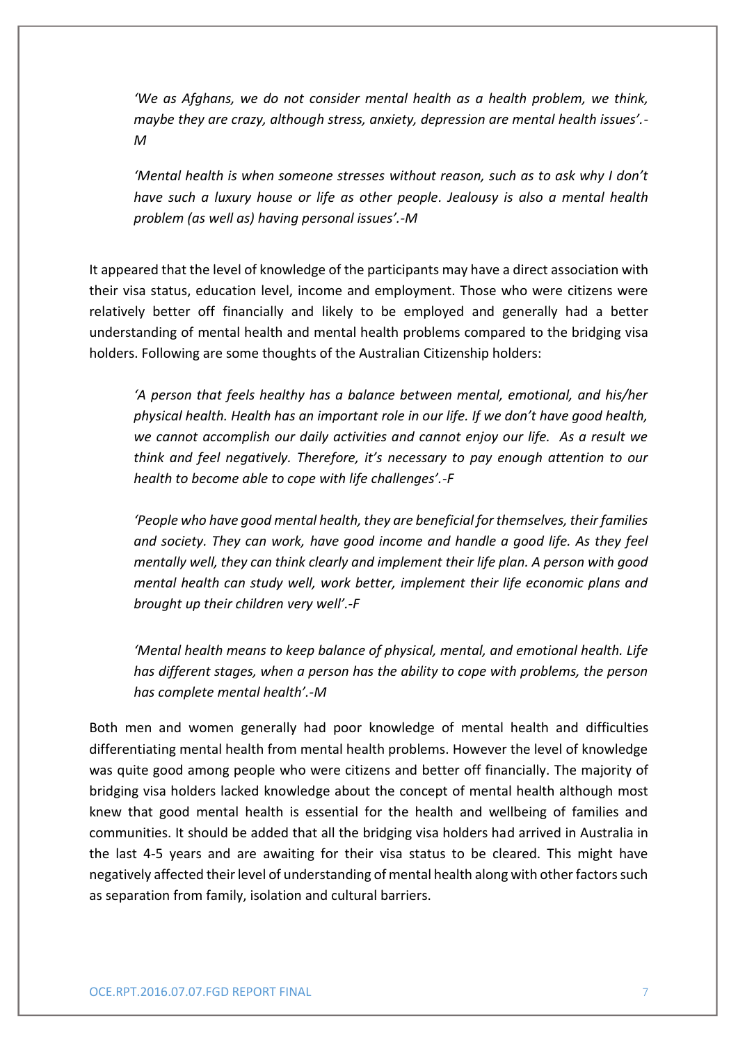*'We as Afghans, we do not consider mental health as a health problem, we think, maybe they are crazy, although stress, anxiety, depression are mental health issues'.-M*

*'Mental health is when someone stresses without reason, such as to ask why I don't have such a luxury house or life as other people. Jealousy is also a mental health problem (as well as) having personal issues'.-M*

It appeared that the level of knowledge of the participants may have a direct association with their visa status, education level, income and employment. Those who were citizens were relatively better off financially and likely to be employed and generally had a better understanding of mental health and mental health problems compared to the bridging visa holders. Following are some thoughts of the Australian Citizenship holders:

*'A person that feels healthy has a balance between mental, emotional, and his/her physical health. Health has an important role in our life. If we don't have good health, we cannot accomplish our daily activities and cannot enjoy our life. As a result we think and feel negatively. Therefore, it's necessary to pay enough attention to our health to become able to cope with life challenges'.-F*

*'People who have good mental health, they are beneficial for themselves, their families and society. They can work, have good income and handle a good life. As they feel mentally well, they can think clearly and implement their life plan. A person with good mental health can study well, work better, implement their life economic plans and brought up their children very well'.-F*

*'Mental health means to keep balance of physical, mental, and emotional health. Life has different stages, when a person has the ability to cope with problems, the person has complete mental health'.-M*

Both men and women generally had poor knowledge of mental health and difficulties differentiating mental health from mental health problems. However the level of knowledge was quite good among people who were citizens and better off financially. The majority of bridging visa holders lacked knowledge about the concept of mental health although most knew that good mental health is essential for the health and wellbeing of families and communities. It should be added that all the bridging visa holders had arrived in Australia in the last 4-5 years and are awaiting for their visa status to be cleared. This might have negatively affected their level of understanding of mental health along with other factors such as separation from family, isolation and cultural barriers.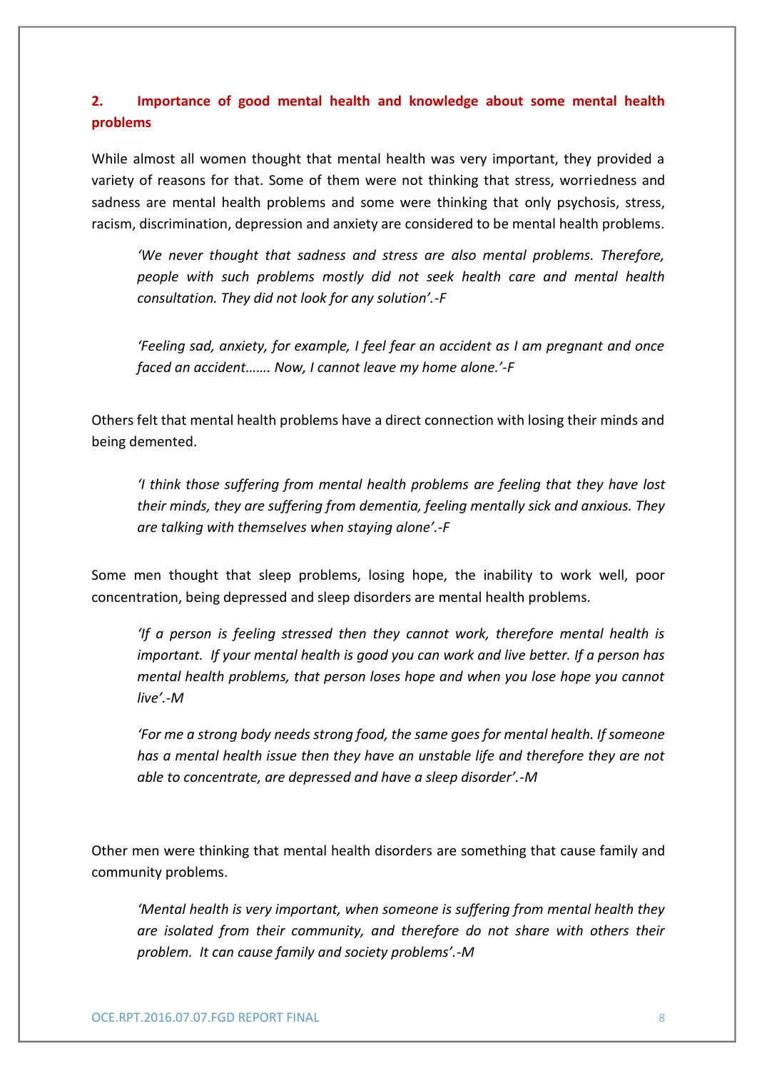## 2. Importance of good mental health and knowledge about some mental health problems

While almost all women thought that mental health was very important, they provided a variety of reasons for that. Some of them were not thinking that stress, worriedness and sadness are mental health problems and some were thinking that only psychosis, stress, racism, discrimination, depression and anxiety are considered to be mental health problems.

> *'We never thought that sadness and stress are also mental problems. Therefore, people with such problems mostly did not seek health care and mental health consultation. They did not look for any solution'.-F*

> *'Feeling sad, anxiety, for example, I feel fear an accident as I am pregnant and once faced an accident……. Now, I cannot leave my home alone.'-F*

Others felt that mental health problems have a direct connection with losing their minds and being demented.

> *'I think those suffering from mental health problems are feeling that they have lost their minds, they are suffering from dementia, feeling mentally sick and anxious. They are talking with themselves when staying alone'.-F*

Some men thought that sleep problems, losing hope, the inability to work well, poor concentration, being depressed and sleep disorders are mental health problems.

> *'If a person is feeling stressed then they cannot work, therefore mental health is important. If your mental health is good you can work and live better. If a person has mental health problems, that person loses hope and when you lose hope you cannot live'.-M*

> *'For me a strong body needs strong food, the same goes for mental health. If someone has a mental health issue then they have an unstable life and therefore they are not able to concentrate, are depressed and have a sleep disorder'.-M*

Other men were thinking that mental health disorders are something that cause family and community problems.

> *'Mental health is very important, when someone is suffering from mental health they are isolated from their community, and therefore do not share with others their problem. It can cause family and society problems'.-M*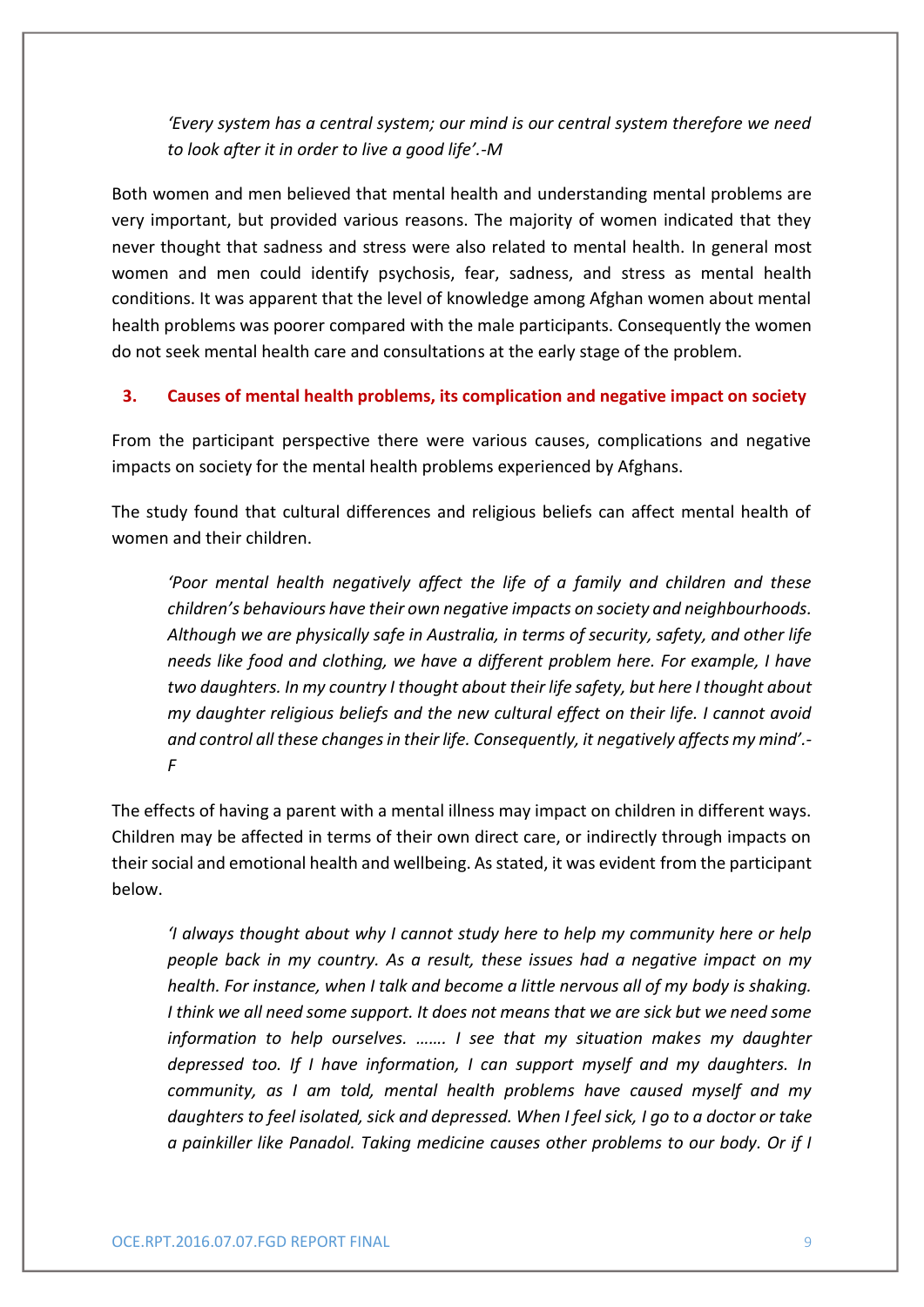> *'Every system has a central system; our mind is our central system therefore we need to look after it in order to live a good life'.-M*

Both women and men believed that mental health and understanding mental problems are very important, but provided various reasons. The majority of women indicated that they never thought that sadness and stress were also related to mental health. In general most women and men could identify psychosis, fear, sadness, and stress as mental health conditions. It was apparent that the level of knowledge among Afghan women about mental health problems was poorer compared with the male participants. Consequently the women do not seek mental health care and consultations at the early stage of the problem.

### 3. Causes of mental health problems, its complication and negative impact on society

From the participant perspective there were various causes, complications and negative impacts on society for the mental health problems experienced by Afghans.

The study found that cultural differences and religious beliefs can affect mental health of women and their children.

> *'Poor mental health negatively affect the life of a family and children and these children's behaviours have their own negative impacts on society and neighbourhoods. Although we are physically safe in Australia, in terms of security, safety, and other life needs like food and clothing, we have a different problem here. For example, I have two daughters. In my country I thought about their life safety, but here I thought about my daughter religious beliefs and the new cultural effect on their life. I cannot avoid and control all these changes in their life. Consequently, it negatively affects my mind'.-F*

The effects of having a parent with a mental illness may impact on children in different ways. Children may be affected in terms of their own direct care, or indirectly through impacts on their social and emotional health and wellbeing. As stated, it was evident from the participant below.

> *'I always thought about why I cannot study here to help my community here or help people back in my country. As a result, these issues had a negative impact on my health. For instance, when I talk and become a little nervous all of my body is shaking. I think we all need some support. It does not means that we are sick but we need some information to help ourselves. ……. I see that my situation makes my daughter depressed too. If I have information, I can support myself and my daughters. In community, as I am told, mental health problems have caused myself and my daughters to feel isolated, sick and depressed. When I feel sick, I go to a doctor or take a painkiller like Panadol. Taking medicine causes other problems to our body. Or if I*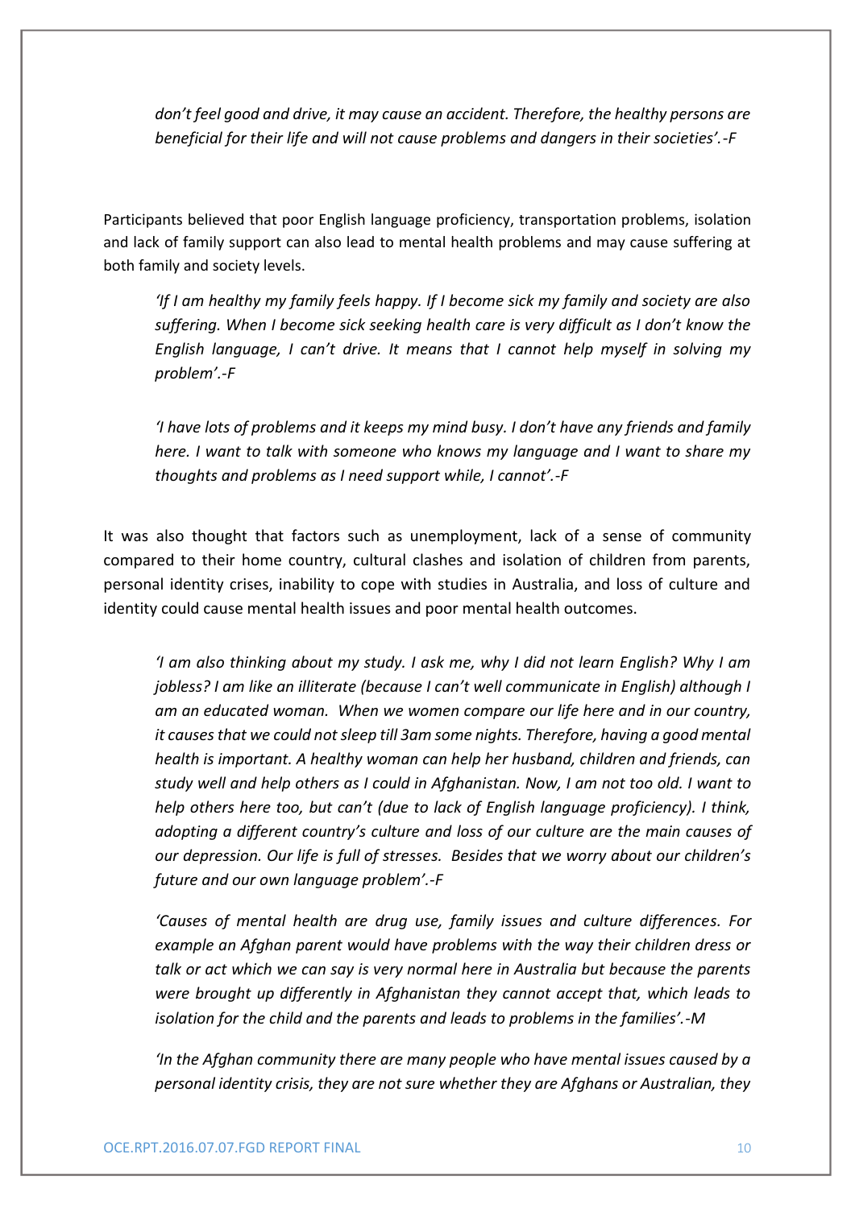*don't feel good and drive, it may cause an accident. Therefore, the healthy persons are beneficial for their life and will not cause problems and dangers in their societies'.-F*

Participants believed that poor English language proficiency, transportation problems, isolation and lack of family support can also lead to mental health problems and may cause suffering at both family and society levels.

> *'If I am healthy my family feels happy. If I become sick my family and society are also suffering. When I become sick seeking health care is very difficult as I don't know the English language, I can't drive. It means that I cannot help myself in solving my problem'.-F*

> *'I have lots of problems and it keeps my mind busy. I don't have any friends and family here. I want to talk with someone who knows my language and I want to share my thoughts and problems as I need support while, I cannot'.-F*

It was also thought that factors such as unemployment, lack of a sense of community compared to their home country, cultural clashes and isolation of children from parents, personal identity crises, inability to cope with studies in Australia, and loss of culture and identity could cause mental health issues and poor mental health outcomes.

> *'I am also thinking about my study. I ask me, why I did not learn English? Why I am jobless? I am like an illiterate (because I can't well communicate in English) although I am an educated woman. When we women compare our life here and in our country, it causes that we could not sleep till 3am some nights. Therefore, having a good mental health is important. A healthy woman can help her husband, children and friends, can study well and help others as I could in Afghanistan. Now, I am not too old. I want to help others here too, but can't (due to lack of English language proficiency). I think, adopting a different country's culture and loss of our culture are the main causes of our depression. Our life is full of stresses. Besides that we worry about our children's future and our own language problem'.-F*

> *'Causes of mental health are drug use, family issues and culture differences. For example an Afghan parent would have problems with the way their children dress or talk or act which we can say is very normal here in Australia but because the parents were brought up differently in Afghanistan they cannot accept that, which leads to isolation for the child and the parents and leads to problems in the families'.-M*

> *'In the Afghan community there are many people who have mental issues caused by a personal identity crisis, they are not sure whether they are Afghans or Australian, they*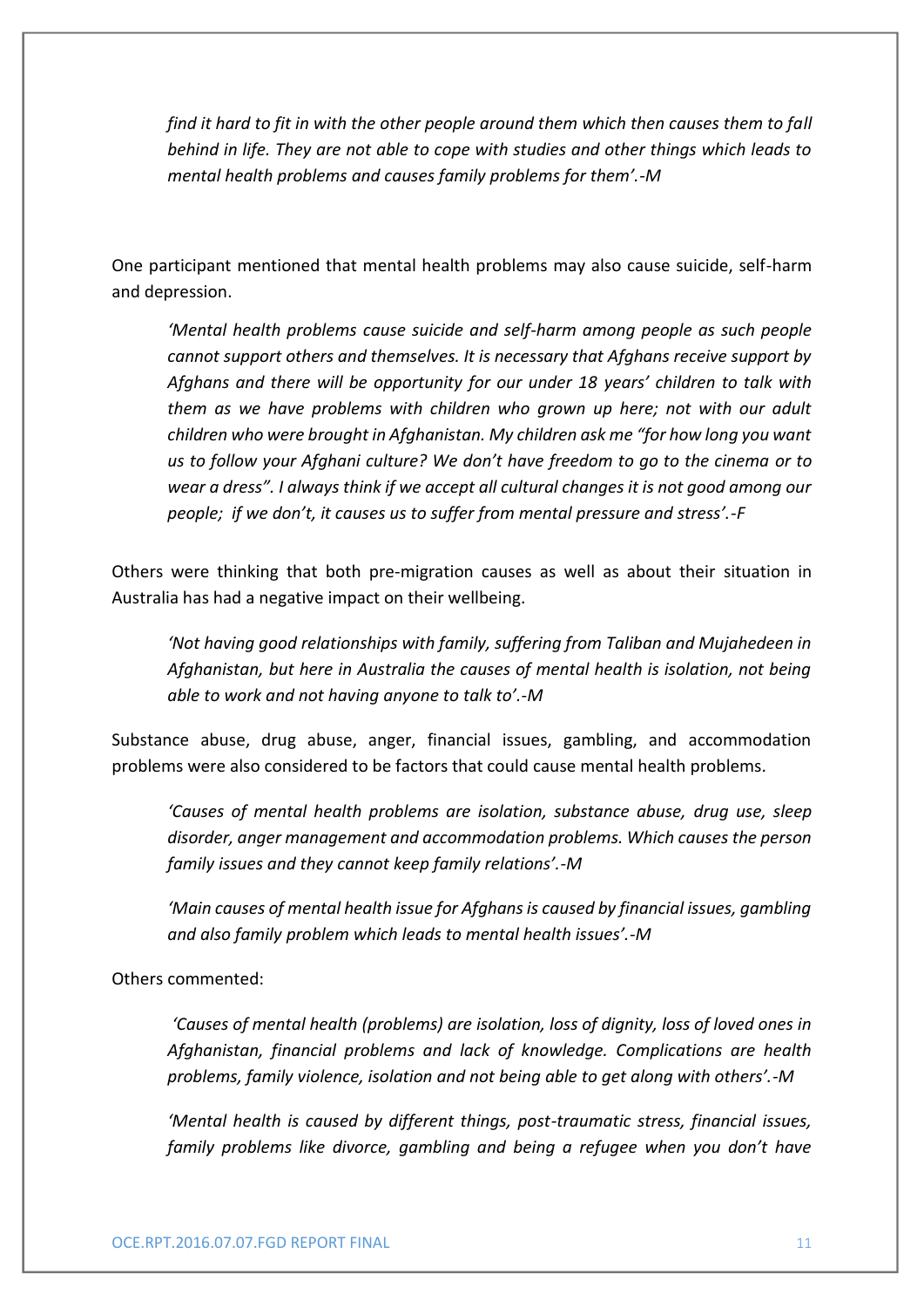*find it hard to fit in with the other people around them which then causes them to fall behind in life. They are not able to cope with studies and other things which leads to mental health problems and causes family problems for them'.-M*

One participant mentioned that mental health problems may also cause suicide, self-harm and depression.

> *'Mental health problems cause suicide and self-harm among people as such people cannot support others and themselves. It is necessary that Afghans receive support by Afghans and there will be opportunity for our under 18 years' children to talk with them as we have problems with children who grown up here; not with our adult children who were brought in Afghanistan. My children ask me "for how long you want us to follow your Afghani culture? We don't have freedom to go to the cinema or to wear a dress". I always think if we accept all cultural changes it is not good among our people; if we don't, it causes us to suffer from mental pressure and stress'.-F*

Others were thinking that both pre-migration causes as well as about their situation in Australia has had a negative impact on their wellbeing.

> *'Not having good relationships with family, suffering from Taliban and Mujahedeen in Afghanistan, but here in Australia the causes of mental health is isolation, not being able to work and not having anyone to talk to'.-M*

Substance abuse, drug abuse, anger, financial issues, gambling, and accommodation problems were also considered to be factors that could cause mental health problems.

> *'Causes of mental health problems are isolation, substance abuse, drug use, sleep disorder, anger management and accommodation problems. Which causes the person family issues and they cannot keep family relations'.-M*

> *'Main causes of mental health issue for Afghans is caused by financial issues, gambling and also family problem which leads to mental health issues'.-M*

Others commented:

> *'Causes of mental health (problems) are isolation, loss of dignity, loss of loved ones in Afghanistan, financial problems and lack of knowledge. Complications are health problems, family violence, isolation and not being able to get along with others'.-M*

> *'Mental health is caused by different things, post-traumatic stress, financial issues, family problems like divorce, gambling and being a refugee when you don't have*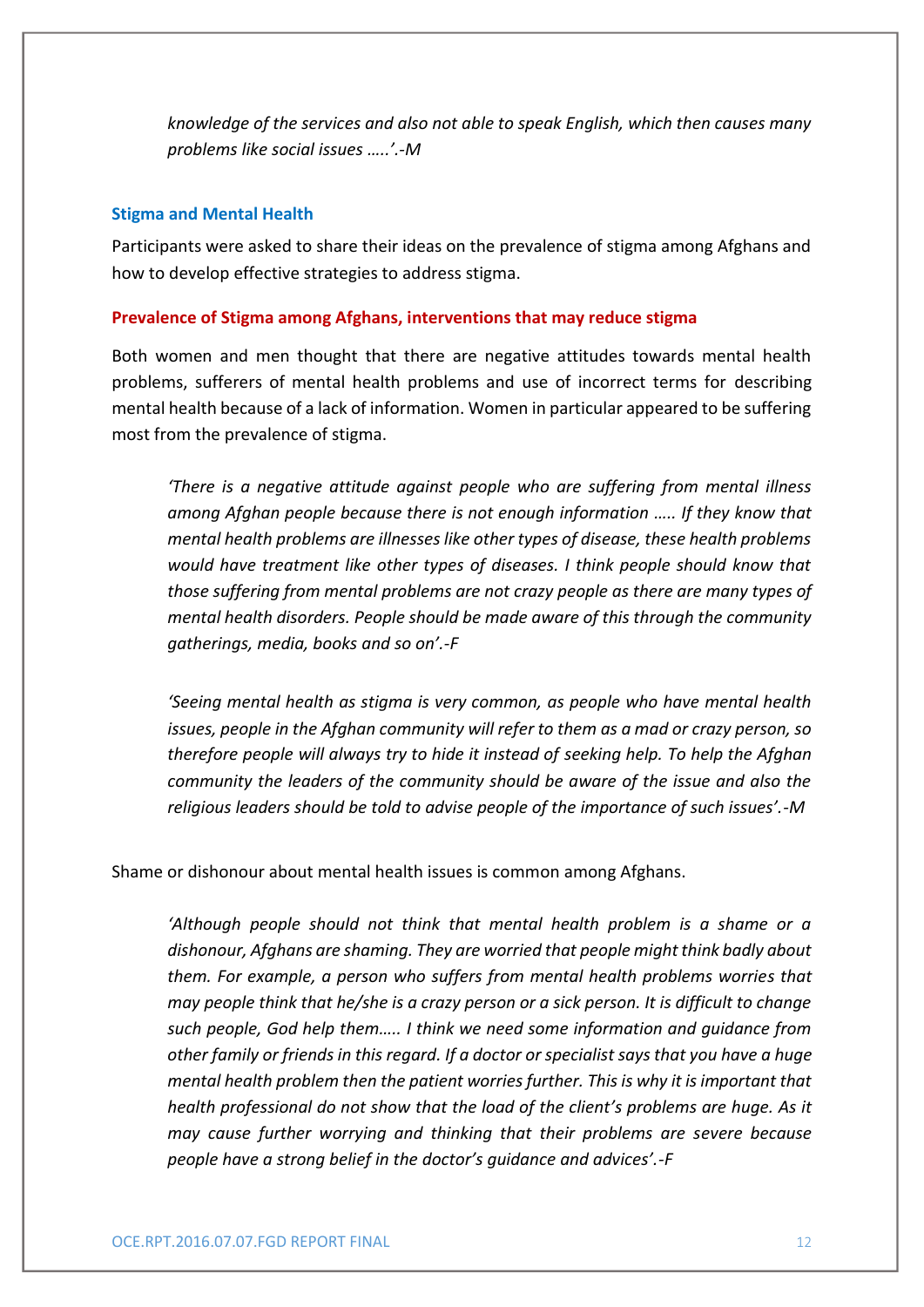*knowledge of the services and also not able to speak English, which then causes many problems like social issues …..'.-M*

## Stigma and Mental Health

Participants were asked to share their ideas on the prevalence of stigma among Afghans and how to develop effective strategies to address stigma.

### Prevalence of Stigma among Afghans, interventions that may reduce stigma

Both women and men thought that there are negative attitudes towards mental health problems, sufferers of mental health problems and use of incorrect terms for describing mental health because of a lack of information. Women in particular appeared to be suffering most from the prevalence of stigma.

> *'There is a negative attitude against people who are suffering from mental illness among Afghan people because there is not enough information ….. If they know that mental health problems are illnesses like other types of disease, these health problems would have treatment like other types of diseases. I think people should know that those suffering from mental problems are not crazy people as there are many types of mental health disorders. People should be made aware of this through the community gatherings, media, books and so on'.-F*

> *'Seeing mental health as stigma is very common, as people who have mental health issues, people in the Afghan community will refer to them as a mad or crazy person, so therefore people will always try to hide it instead of seeking help. To help the Afghan community the leaders of the community should be aware of the issue and also the religious leaders should be told to advise people of the importance of such issues'.-M*

Shame or dishonour about mental health issues is common among Afghans.

> *'Although people should not think that mental health problem is a shame or a dishonour, Afghans are shaming. They are worried that people might think badly about them. For example, a person who suffers from mental health problems worries that may people think that he/she is a crazy person or a sick person. It is difficult to change such people, God help them….. I think we need some information and guidance from other family or friends in this regard. If a doctor or specialist says that you have a huge mental health problem then the patient worries further. This is why it is important that health professional do not show that the load of the client's problems are huge. As it may cause further worrying and thinking that their problems are severe because people have a strong belief in the doctor's guidance and advices'.-F*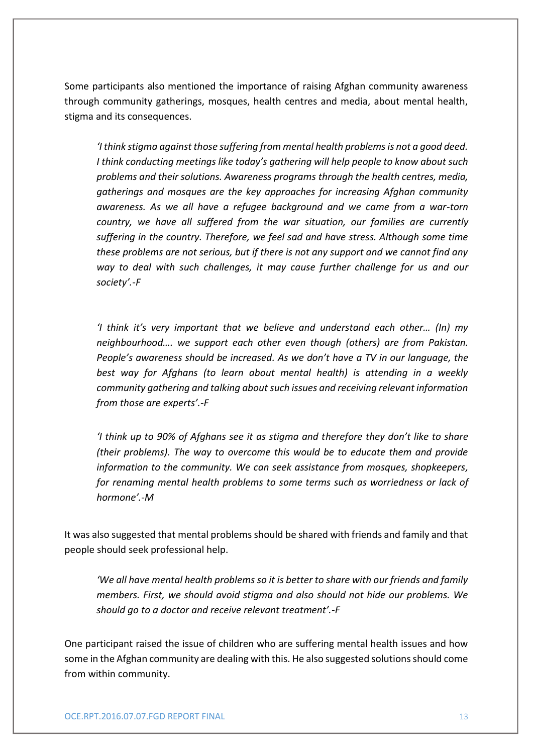Some participants also mentioned the importance of raising Afghan community awareness through community gatherings, mosques, health centres and media, about mental health, stigma and its consequences.

> *'I think stigma against those suffering from mental health problems is not a good deed. I think conducting meetings like today's gathering will help people to know about such problems and their solutions. Awareness programs through the health centres, media, gatherings and mosques are the key approaches for increasing Afghan community awareness. As we all have a refugee background and we came from a war-torn country, we have all suffered from the war situation, our families are currently suffering in the country. Therefore, we feel sad and have stress. Although some time these problems are not serious, but if there is not any support and we cannot find any way to deal with such challenges, it may cause further challenge for us and our society'.-F*

> *'I think it's very important that we believe and understand each other… (In) my neighbourhood…. we support each other even though (others) are from Pakistan. People's awareness should be increased. As we don't have a TV in our language, the best way for Afghans (to learn about mental health) is attending in a weekly community gathering and talking about such issues and receiving relevant information from those are experts'.-F*

> *'I think up to 90% of Afghans see it as stigma and therefore they don't like to share (their problems). The way to overcome this would be to educate them and provide information to the community. We can seek assistance from mosques, shopkeepers, for renaming mental health problems to some terms such as worriedness or lack of hormone'.-M*

It was also suggested that mental problems should be shared with friends and family and that people should seek professional help.

> *'We all have mental health problems so it is better to share with our friends and family members. First, we should avoid stigma and also should not hide our problems. We should go to a doctor and receive relevant treatment'.-F*

One participant raised the issue of children who are suffering mental health issues and how some in the Afghan community are dealing with this. He also suggested solutions should come from within community.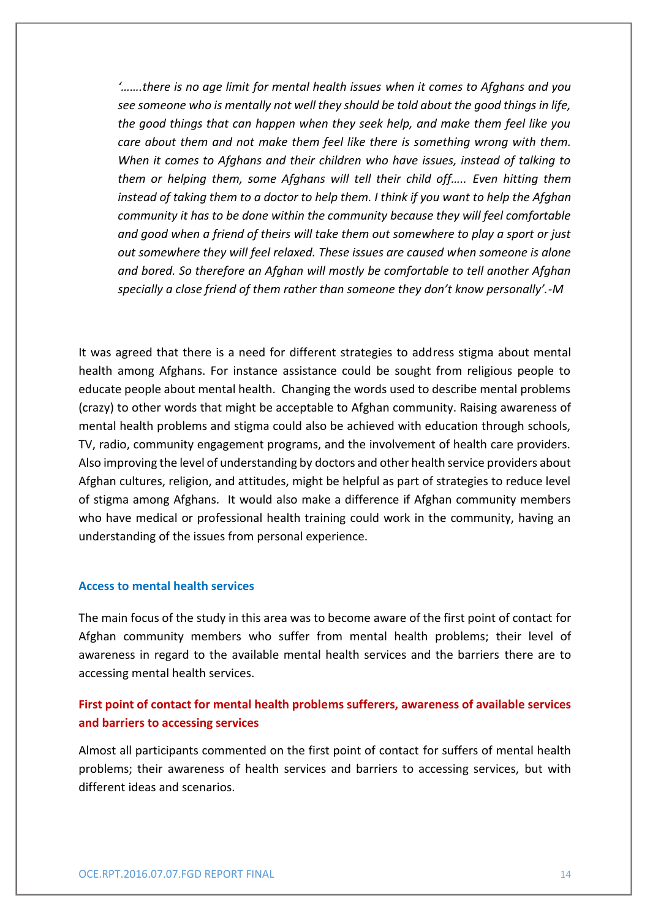*'…….there is no age limit for mental health issues when it comes to Afghans and you see someone who is mentally not well they should be told about the good things in life, the good things that can happen when they seek help, and make them feel like you care about them and not make them feel like there is something wrong with them. When it comes to Afghans and their children who have issues, instead of talking to them or helping them, some Afghans will tell their child off….. Even hitting them instead of taking them to a doctor to help them. I think if you want to help the Afghan community it has to be done within the community because they will feel comfortable and good when a friend of theirs will take them out somewhere to play a sport or just out somewhere they will feel relaxed. These issues are caused when someone is alone and bored. So therefore an Afghan will mostly be comfortable to tell another Afghan specially a close friend of them rather than someone they don't know personally'.-M*

It was agreed that there is a need for different strategies to address stigma about mental health among Afghans. For instance assistance could be sought from religious people to educate people about mental health. Changing the words used to describe mental problems (crazy) to other words that might be acceptable to Afghan community. Raising awareness of mental health problems and stigma could also be achieved with education through schools, TV, radio, community engagement programs, and the involvement of health care providers. Also improving the level of understanding by doctors and other health service providers about Afghan cultures, religion, and attitudes, might be helpful as part of strategies to reduce level of stigma among Afghans. It would also make a difference if Afghan community members who have medical or professional health training could work in the community, having an understanding of the issues from personal experience.

## Access to mental health services

The main focus of the study in this area was to become aware of the first point of contact for Afghan community members who suffer from mental health problems; their level of awareness in regard to the available mental health services and the barriers there are to accessing mental health services.

### First point of contact for mental health problems sufferers, awareness of available services and barriers to accessing services

Almost all participants commented on the first point of contact for suffers of mental health problems; their awareness of health services and barriers to accessing services, but with different ideas and scenarios.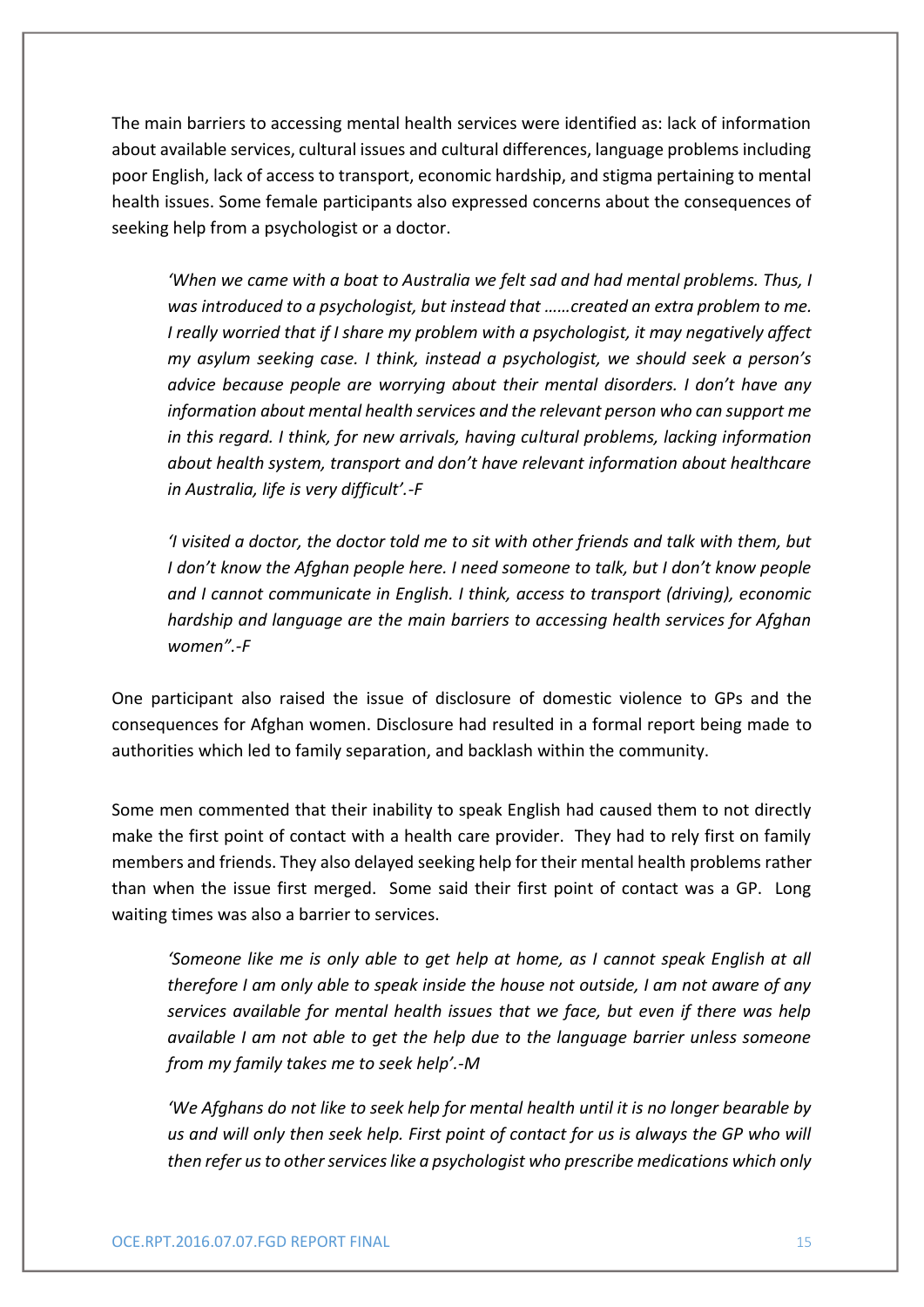The main barriers to accessing mental health services were identified as: lack of information about available services, cultural issues and cultural differences, language problems including poor English, lack of access to transport, economic hardship, and stigma pertaining to mental health issues. Some female participants also expressed concerns about the consequences of seeking help from a psychologist or a doctor.

> *'When we came with a boat to Australia we felt sad and had mental problems. Thus, I was introduced to a psychologist, but instead that ……created an extra problem to me. I really worried that if I share my problem with a psychologist, it may negatively affect my asylum seeking case. I think, instead a psychologist, we should seek a person's advice because people are worrying about their mental disorders. I don't have any information about mental health services and the relevant person who can support me in this regard. I think, for new arrivals, having cultural problems, lacking information about health system, transport and don't have relevant information about healthcare in Australia, life is very difficult'.-F*

> *'I visited a doctor, the doctor told me to sit with other friends and talk with them, but I don't know the Afghan people here. I need someone to talk, but I don't know people and I cannot communicate in English. I think, access to transport (driving), economic hardship and language are the main barriers to accessing health services for Afghan women".-F*

One participant also raised the issue of disclosure of domestic violence to GPs and the consequences for Afghan women. Disclosure had resulted in a formal report being made to authorities which led to family separation, and backlash within the community.

Some men commented that their inability to speak English had caused them to not directly make the first point of contact with a health care provider. They had to rely first on family members and friends. They also delayed seeking help for their mental health problems rather than when the issue first merged. Some said their first point of contact was a GP. Long waiting times was also a barrier to services.

> *'Someone like me is only able to get help at home, as I cannot speak English at all therefore I am only able to speak inside the house not outside, I am not aware of any services available for mental health issues that we face, but even if there was help available I am not able to get the help due to the language barrier unless someone from my family takes me to seek help'.-M*

> *'We Afghans do not like to seek help for mental health until it is no longer bearable by us and will only then seek help. First point of contact for us is always the GP who will then refer us to other services like a psychologist who prescribe medications which only*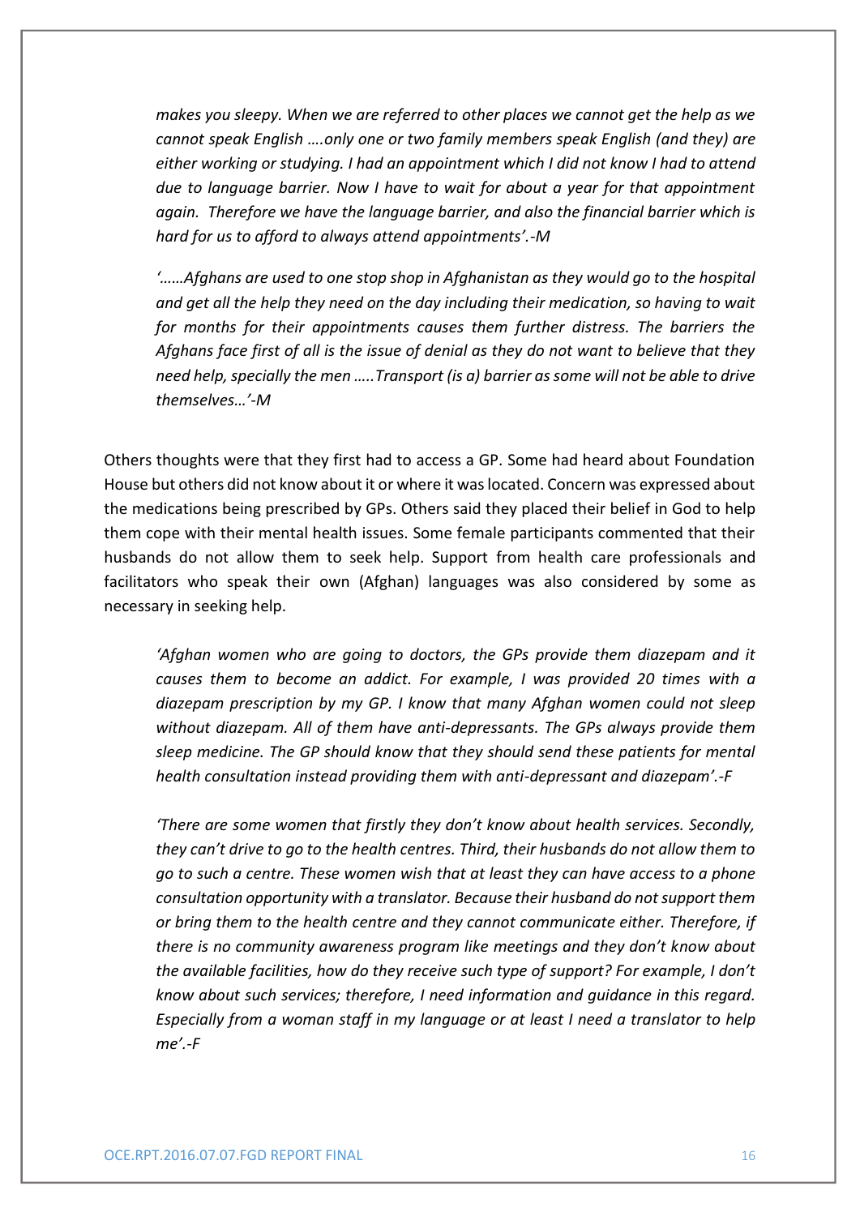*makes you sleepy. When we are referred to other places we cannot get the help as we cannot speak English ….only one or two family members speak English (and they) are either working or studying. I had an appointment which I did not know I had to attend due to language barrier. Now I have to wait for about a year for that appointment again. Therefore we have the language barrier, and also the financial barrier which is hard for us to afford to always attend appointments'.-M*

*'……Afghans are used to one stop shop in Afghanistan as they would go to the hospital and get all the help they need on the day including their medication, so having to wait for months for their appointments causes them further distress. The barriers the Afghans face first of all is the issue of denial as they do not want to believe that they need help, specially the men …..Transport (is a) barrier as some will not be able to drive themselves…'-M*

Others thoughts were that they first had to access a GP. Some had heard about Foundation House but others did not know about it or where it was located. Concern was expressed about the medications being prescribed by GPs. Others said they placed their belief in God to help them cope with their mental health issues. Some female participants commented that their husbands do not allow them to seek help. Support from health care professionals and facilitators who speak their own (Afghan) languages was also considered by some as necessary in seeking help.

*'Afghan women who are going to doctors, the GPs provide them diazepam and it causes them to become an addict. For example, I was provided 20 times with a diazepam prescription by my GP. I know that many Afghan women could not sleep without diazepam. All of them have anti-depressants. The GPs always provide them sleep medicine. The GP should know that they should send these patients for mental health consultation instead providing them with anti-depressant and diazepam'.-F*

*'There are some women that firstly they don't know about health services. Secondly, they can't drive to go to the health centres. Third, their husbands do not allow them to go to such a centre. These women wish that at least they can have access to a phone consultation opportunity with a translator. Because their husband do not support them or bring them to the health centre and they cannot communicate either. Therefore, if there is no community awareness program like meetings and they don't know about the available facilities, how do they receive such type of support? For example, I don't know about such services; therefore, I need information and guidance in this regard. Especially from a woman staff in my language or at least I need a translator to help me'.-F*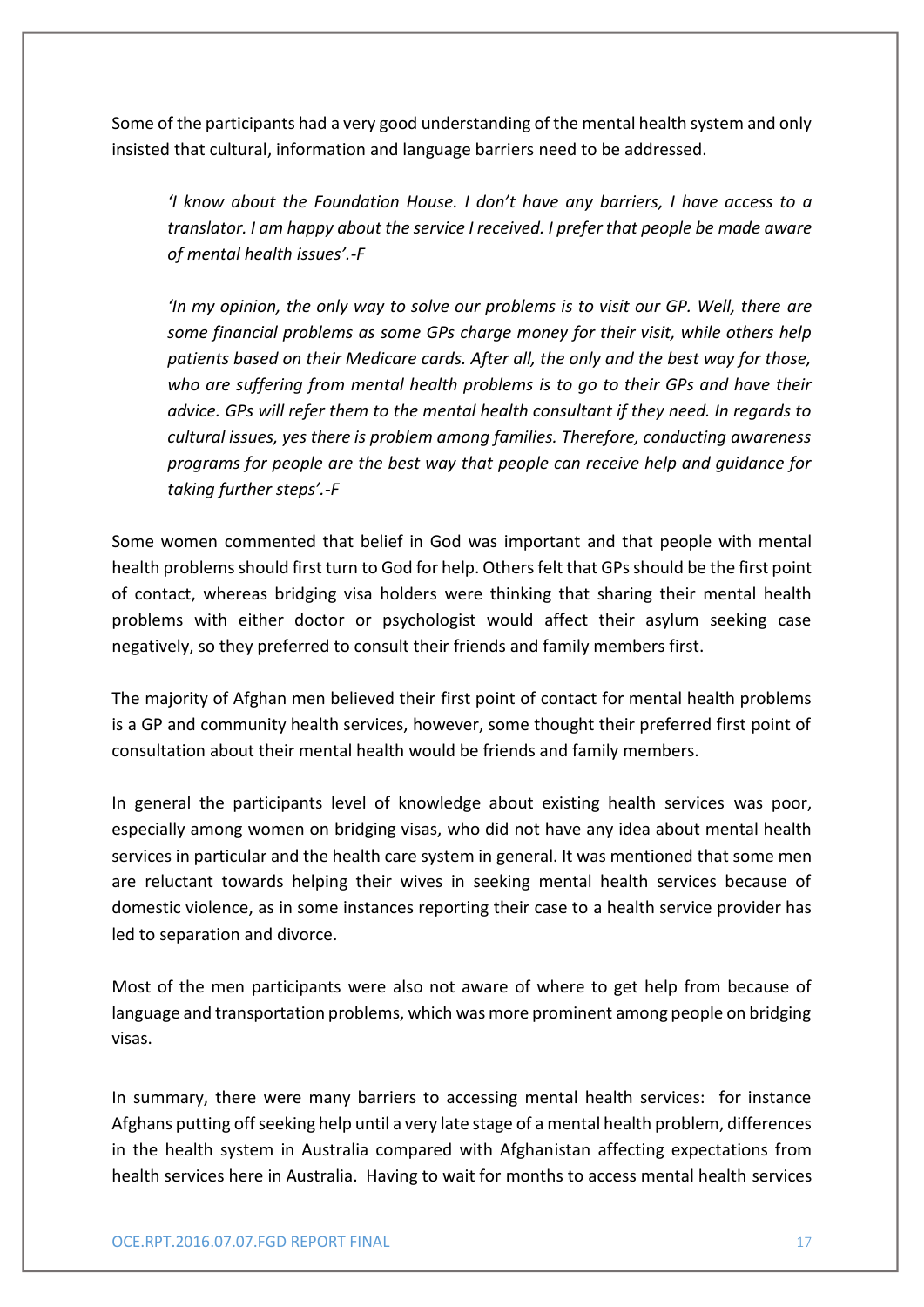Some of the participants had a very good understanding of the mental health system and only insisted that cultural, information and language barriers need to be addressed.

> *'I know about the Foundation House. I don't have any barriers, I have access to a translator. I am happy about the service I received. I prefer that people be made aware of mental health issues'.-F*

> *'In my opinion, the only way to solve our problems is to visit our GP. Well, there are some financial problems as some GPs charge money for their visit, while others help patients based on their Medicare cards. After all, the only and the best way for those, who are suffering from mental health problems is to go to their GPs and have their advice. GPs will refer them to the mental health consultant if they need. In regards to cultural issues, yes there is problem among families. Therefore, conducting awareness programs for people are the best way that people can receive help and guidance for taking further steps'.-F*

Some women commented that belief in God was important and that people with mental health problems should first turn to God for help. Others felt that GPs should be the first point of contact, whereas bridging visa holders were thinking that sharing their mental health problems with either doctor or psychologist would affect their asylum seeking case negatively, so they preferred to consult their friends and family members first.

The majority of Afghan men believed their first point of contact for mental health problems is a GP and community health services, however, some thought their preferred first point of consultation about their mental health would be friends and family members.

In general the participants level of knowledge about existing health services was poor, especially among women on bridging visas, who did not have any idea about mental health services in particular and the health care system in general. It was mentioned that some men are reluctant towards helping their wives in seeking mental health services because of domestic violence, as in some instances reporting their case to a health service provider has led to separation and divorce.

Most of the men participants were also not aware of where to get help from because of language and transportation problems, which was more prominent among people on bridging visas.

In summary, there were many barriers to accessing mental health services: for instance Afghans putting off seeking help until a very late stage of a mental health problem, differences in the health system in Australia compared with Afghanistan affecting expectations from health services here in Australia. Having to wait for months to access mental health services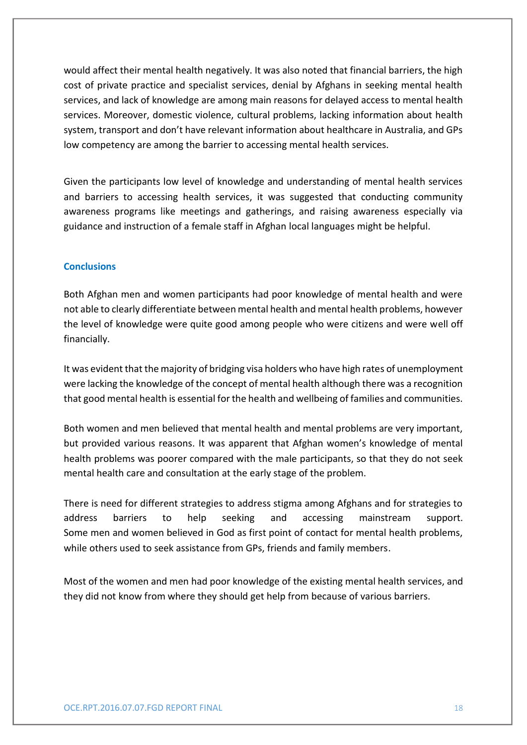would affect their mental health negatively. It was also noted that financial barriers, the high cost of private practice and specialist services, denial by Afghans in seeking mental health services, and lack of knowledge are among main reasons for delayed access to mental health services. Moreover, domestic violence, cultural problems, lacking information about health system, transport and don't have relevant information about healthcare in Australia, and GPs low competency are among the barrier to accessing mental health services.

Given the participants low level of knowledge and understanding of mental health services and barriers to accessing health services, it was suggested that conducting community awareness programs like meetings and gatherings, and raising awareness especially via guidance and instruction of a female staff in Afghan local languages might be helpful.

## Conclusions

Both Afghan men and women participants had poor knowledge of mental health and were not able to clearly differentiate between mental health and mental health problems, however the level of knowledge were quite good among people who were citizens and were well off financially.

It was evident that the majority of bridging visa holders who have high rates of unemployment were lacking the knowledge of the concept of mental health although there was a recognition that good mental health is essential for the health and wellbeing of families and communities.

Both women and men believed that mental health and mental problems are very important, but provided various reasons. It was apparent that Afghan women's knowledge of mental health problems was poorer compared with the male participants, so that they do not seek mental health care and consultation at the early stage of the problem.

There is need for different strategies to address stigma among Afghans and for strategies to address barriers to help seeking and accessing mainstream support. Some men and women believed in God as first point of contact for mental health problems, while others used to seek assistance from GPs, friends and family members.

Most of the women and men had poor knowledge of the existing mental health services, and they did not know from where they should get help from because of various barriers.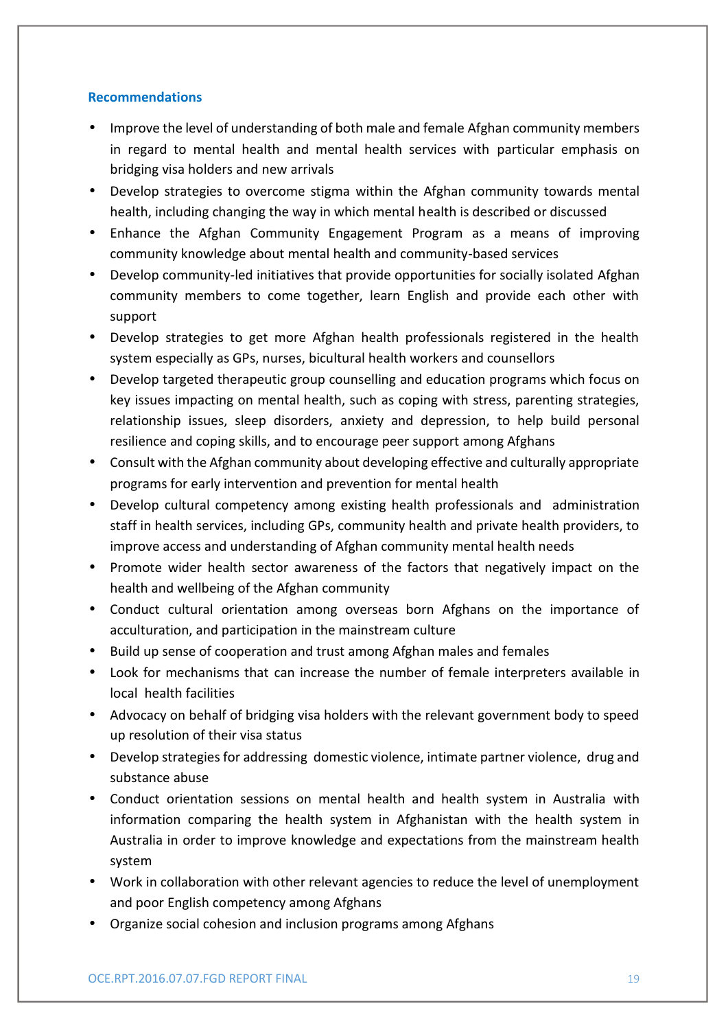### Recommendations

- Improve the level of understanding of both male and female Afghan community members in regard to mental health and mental health services with particular emphasis on bridging visa holders and new arrivals
- Develop strategies to overcome stigma within the Afghan community towards mental health, including changing the way in which mental health is described or discussed
- Enhance the Afghan Community Engagement Program as a means of improving community knowledge about mental health and community-based services
- Develop community-led initiatives that provide opportunities for socially isolated Afghan community members to come together, learn English and provide each other with support
- Develop strategies to get more Afghan health professionals registered in the health system especially as GPs, nurses, bicultural health workers and counsellors
- Develop targeted therapeutic group counselling and education programs which focus on key issues impacting on mental health, such as coping with stress, parenting strategies, relationship issues, sleep disorders, anxiety and depression, to help build personal resilience and coping skills, and to encourage peer support among Afghans
- Consult with the Afghan community about developing effective and culturally appropriate programs for early intervention and prevention for mental health
- Develop cultural competency among existing health professionals and administration staff in health services, including GPs, community health and private health providers, to improve access and understanding of Afghan community mental health needs
- Promote wider health sector awareness of the factors that negatively impact on the health and wellbeing of the Afghan community
- Conduct cultural orientation among overseas born Afghans on the importance of acculturation, and participation in the mainstream culture
- Build up sense of cooperation and trust among Afghan males and females
- Look for mechanisms that can increase the number of female interpreters available in local health facilities
- Advocacy on behalf of bridging visa holders with the relevant government body to speed up resolution of their visa status
- Develop strategies for addressing domestic violence, intimate partner violence, drug and substance abuse
- Conduct orientation sessions on mental health and health system in Australia with information comparing the health system in Afghanistan with the health system in Australia in order to improve knowledge and expectations from the mainstream health system
- Work in collaboration with other relevant agencies to reduce the level of unemployment and poor English competency among Afghans
- Organize social cohesion and inclusion programs among Afghans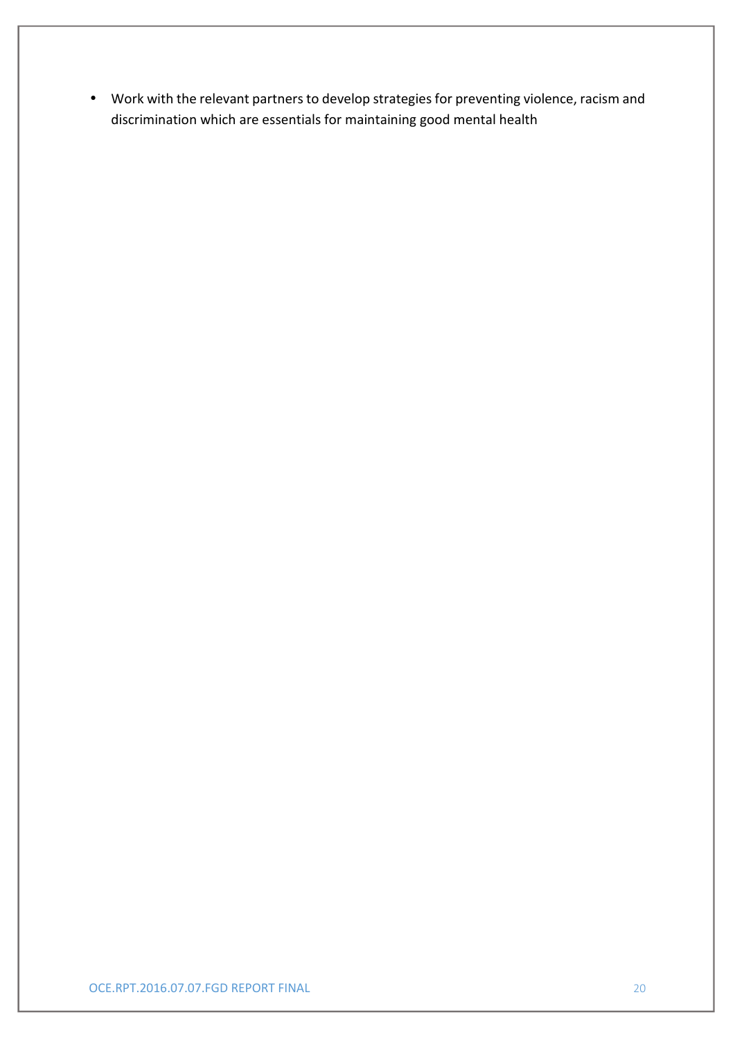- Work with the relevant partners to develop strategies for preventing violence, racism and discrimination which are essentials for maintaining good mental health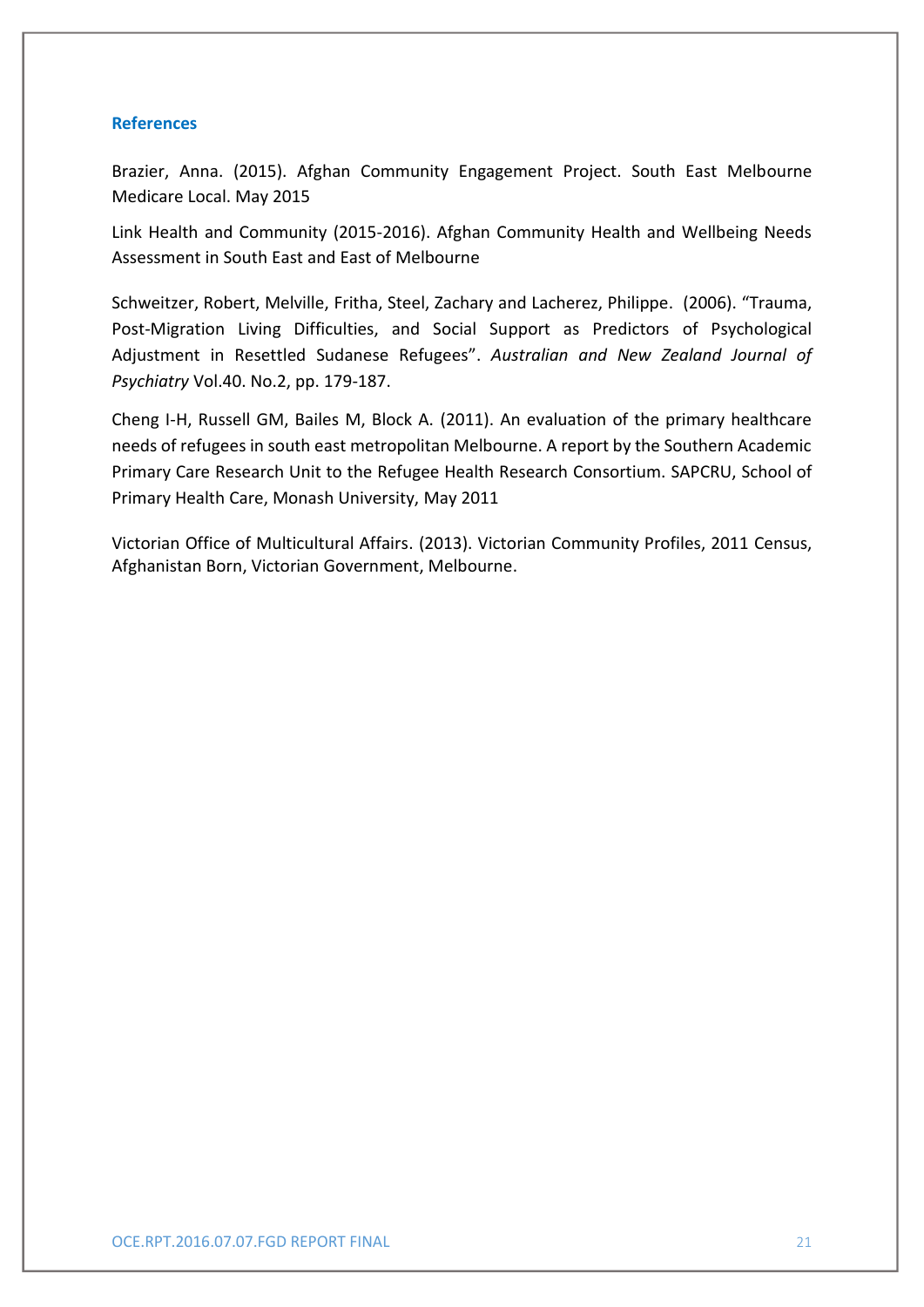## References

Brazier, Anna. (2015). Afghan Community Engagement Project. South East Melbourne Medicare Local. May 2015

Link Health and Community (2015-2016). Afghan Community Health and Wellbeing Needs Assessment in South East and East of Melbourne

Schweitzer, Robert, Melville, Fritha, Steel, Zachary and Lacherez, Philippe. (2006). "Trauma, Post-Migration Living Difficulties, and Social Support as Predictors of Psychological Adjustment in Resettled Sudanese Refugees". *Australian and New Zealand Journal of Psychiatry* Vol.40. No.2, pp. 179-187.

Cheng I-H, Russell GM, Bailes M, Block A. (2011). An evaluation of the primary healthcare needs of refugees in south east metropolitan Melbourne. A report by the Southern Academic Primary Care Research Unit to the Refugee Health Research Consortium. SAPCRU, School of Primary Health Care, Monash University, May 2011

Victorian Office of Multicultural Affairs. (2013). Victorian Community Profiles, 2011 Census, Afghanistan Born, Victorian Government, Melbourne.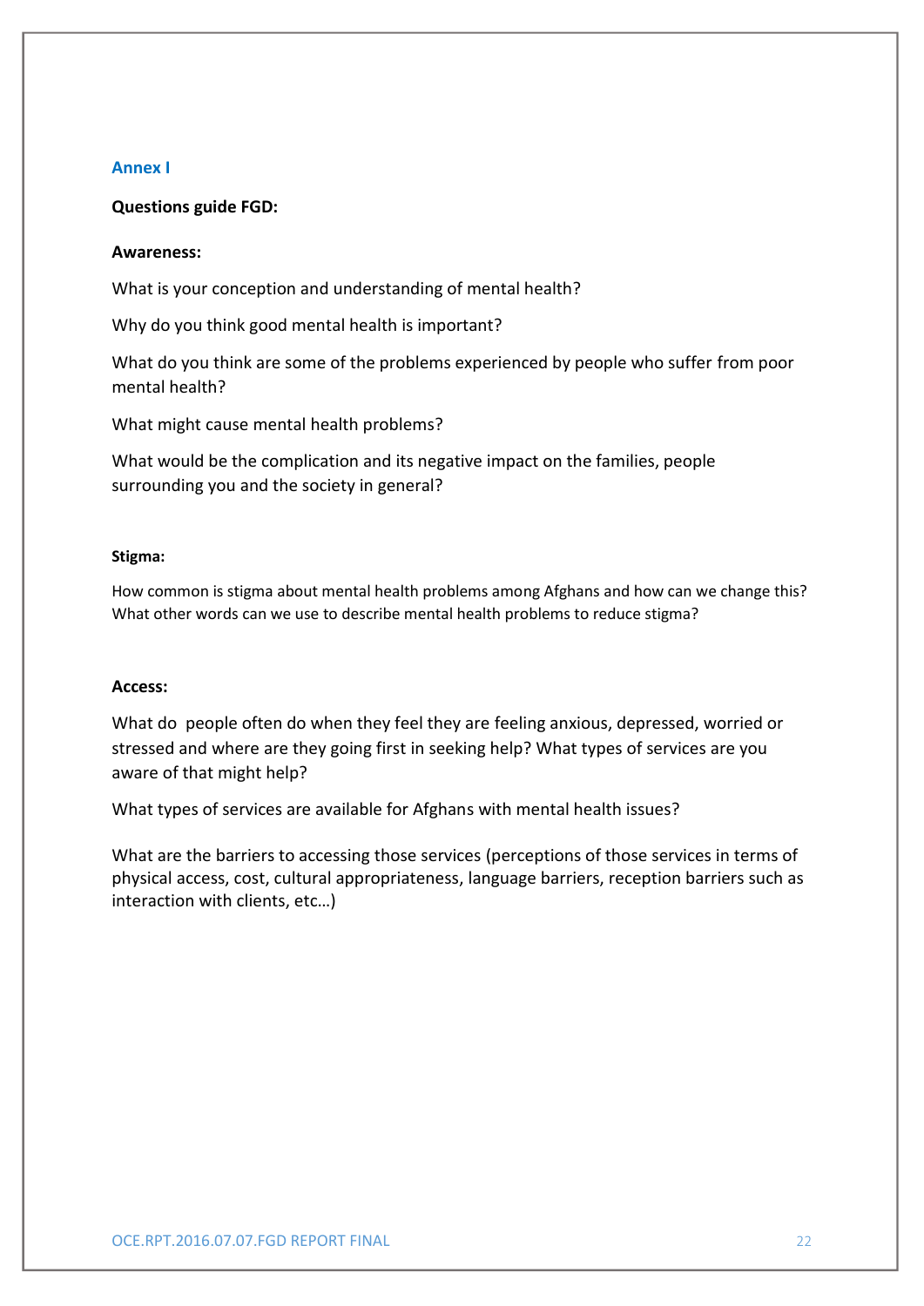## Annex I

**Questions guide FGD:**

**Awareness:**

What is your conception and understanding of mental health?

Why do you think good mental health is important?

What do you think are some of the problems experienced by people who suffer from poor mental health?

What might cause mental health problems?

What would be the complication and its negative impact on the families, people surrounding you and the society in general?

**Stigma:**

How common is stigma about mental health problems among Afghans and how can we change this? What other words can we use to describe mental health problems to reduce stigma?

**Access:**

What do people often do when they feel they are feeling anxious, depressed, worried or stressed and where are they going first in seeking help? What types of services are you aware of that might help?

What types of services are available for Afghans with mental health issues?

What are the barriers to accessing those services (perceptions of those services in terms of physical access, cost, cultural appropriateness, language barriers, reception barriers such as interaction with clients, etc…)